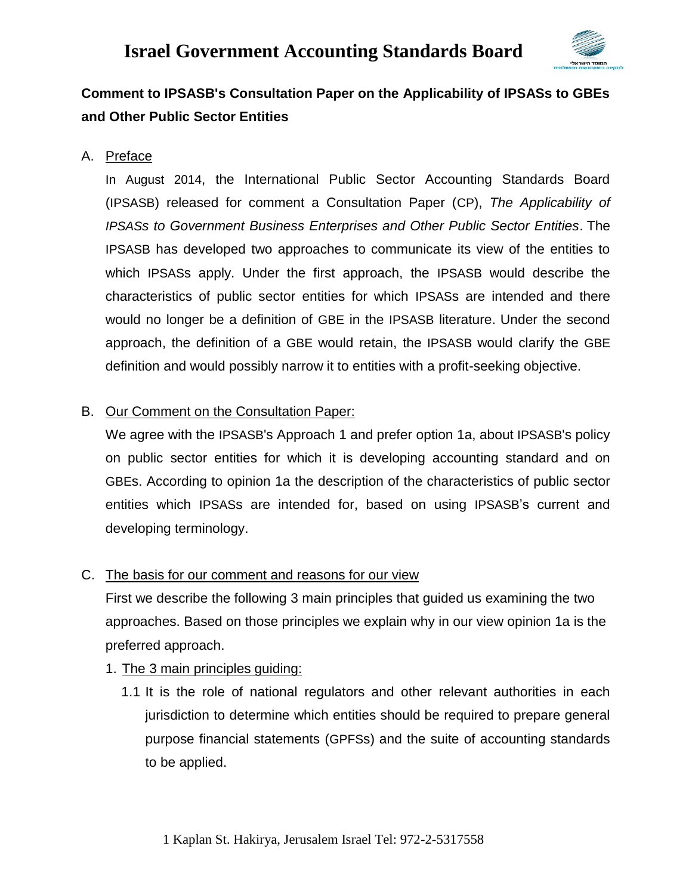# Israel Government Accounting Standards Board

**Comment to IPSASB's Consultation Paper on the Applicability of IPSASs to GBEs and Other Public Sector Entities**

A. Preface

In August 2014, the International Public Sector Accounting Standards Board (IPSASB) released for comment a Consultation Paper (CP), *The Applicability of IPSASs to Government Business Enterprises and Other Public Sector Entities*. The IPSASB has developed two approaches to communicate its view of the entities to which IPSASs apply. Under the first approach, the IPSASB would describe the characteristics of public sector entities for which IPSASs are intended and there would no longer be a definition of GBE in the IPSASB literature. Under the second approach, the definition of a GBE would retain, the IPSASB would clarify the GBE definition and would possibly narrow it to entities with a profit-seeking objective.

B. Our Comment on the Consultation Paper:

We agree with the IPSASB's Approach 1 and prefer option 1a, about IPSASB's policy on public sector entities for which it is developing accounting standard and on GBEs. According to opinion 1a the description of the characteristics of public sector entities which IPSASs are intended for, based on using IPSASB's current and developing terminology.

C. The basis for our comment and reasons for our view

First we describe the following 3 main principles that guided us examining the two approaches. Based on those principles we explain why in our view opinion 1a is the preferred approach.

1. The 3 main principles guiding:

   1.1 It is the role of national regulators and other relevant authorities in each jurisdiction to determine which entities should be required to prepare general purpose financial statements (GPFSs) and the suite of accounting standards to be applied.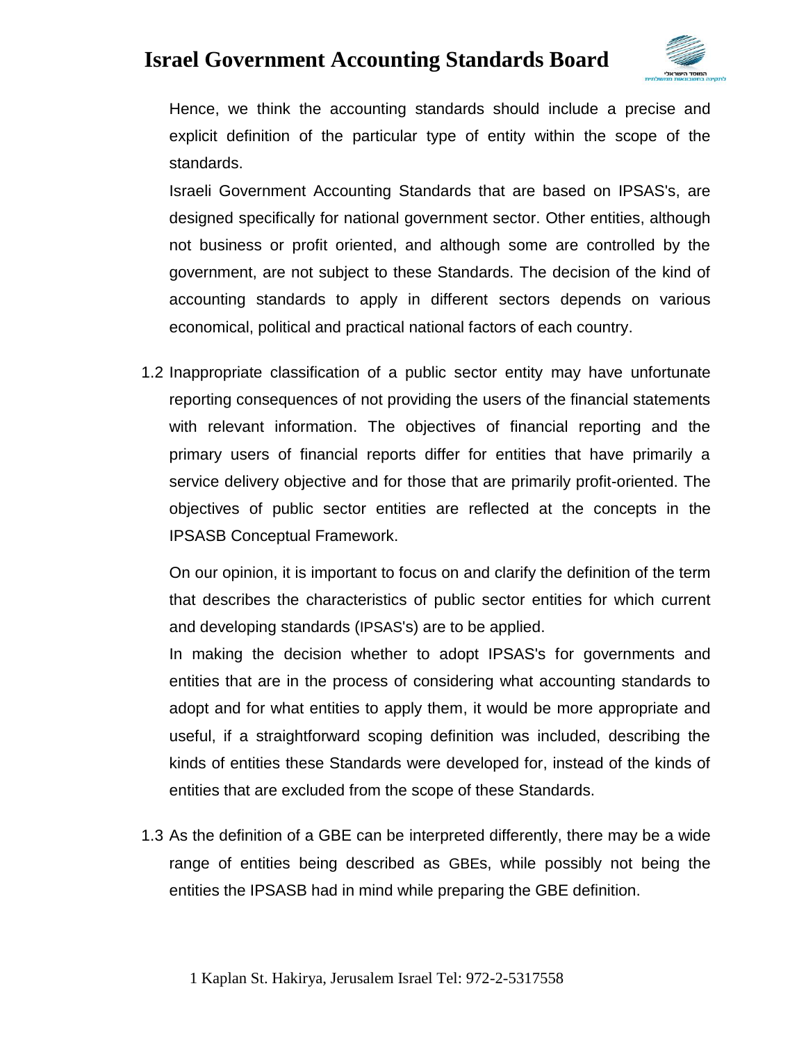Hence, we think the accounting standards should include a precise and explicit definition of the particular type of entity within the scope of the standards.

Israeli Government Accounting Standards that are based on IPSAS's, are designed specifically for national government sector. Other entities, although not business or profit oriented, and although some are controlled by the government, are not subject to these Standards. The decision of the kind of accounting standards to apply in different sectors depends on various economical, political and practical national factors of each country.

1.2 Inappropriate classification of a public sector entity may have unfortunate reporting consequences of not providing the users of the financial statements with relevant information. The objectives of financial reporting and the primary users of financial reports differ for entities that have primarily a service delivery objective and for those that are primarily profit-oriented. The objectives of public sector entities are reflected at the concepts in the IPSASB Conceptual Framework.

On our opinion, it is important to focus on and clarify the definition of the term that describes the characteristics of public sector entities for which current and developing standards (IPSAS's) are to be applied.

In making the decision whether to adopt IPSAS's for governments and entities that are in the process of considering what accounting standards to adopt and for what entities to apply them, it would be more appropriate and useful, if a straightforward scoping definition was included, describing the kinds of entities these Standards were developed for, instead of the kinds of entities that are excluded from the scope of these Standards.

1.3 As the definition of a GBE can be interpreted differently, there may be a wide range of entities being described as GBEs, while possibly not being the entities the IPSASB had in mind while preparing the GBE definition.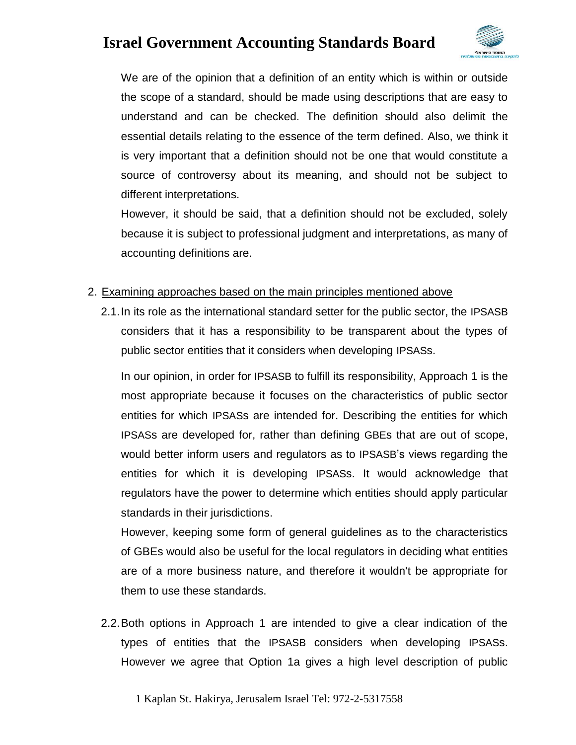We are of the opinion that a definition of an entity which is within or outside the scope of a standard, should be made using descriptions that are easy to understand and can be checked. The definition should also delimit the essential details relating to the essence of the term defined. Also, we think it is very important that a definition should not be one that would constitute a source of controversy about its meaning, and should not be subject to different interpretations.

However, it should be said, that a definition should not be excluded, solely because it is subject to professional judgment and interpretations, as many of accounting definitions are.

2. <u>Examining approaches based on the main principles mentioned above</u>

2.1. In its role as the international standard setter for the public sector, the IPSASB considers that it has a responsibility to be transparent about the types of public sector entities that it considers when developing IPSASs.

In our opinion, in order for IPSASB to fulfill its responsibility, Approach 1 is the most appropriate because it focuses on the characteristics of public sector entities for which IPSASs are intended for. Describing the entities for which IPSASs are developed for, rather than defining GBEs that are out of scope, would better inform users and regulators as to IPSASB's views regarding the entities for which it is developing IPSASs. It would acknowledge that regulators have the power to determine which entities should apply particular standards in their jurisdictions.

However, keeping some form of general guidelines as to the characteristics of GBEs would also be useful for the local regulators in deciding what entities are of a more business nature, and therefore it wouldn't be appropriate for them to use these standards.

2.2. Both options in Approach 1 are intended to give a clear indication of the types of entities that the IPSASB considers when developing IPSASs. However we agree that Option 1a gives a high level description of public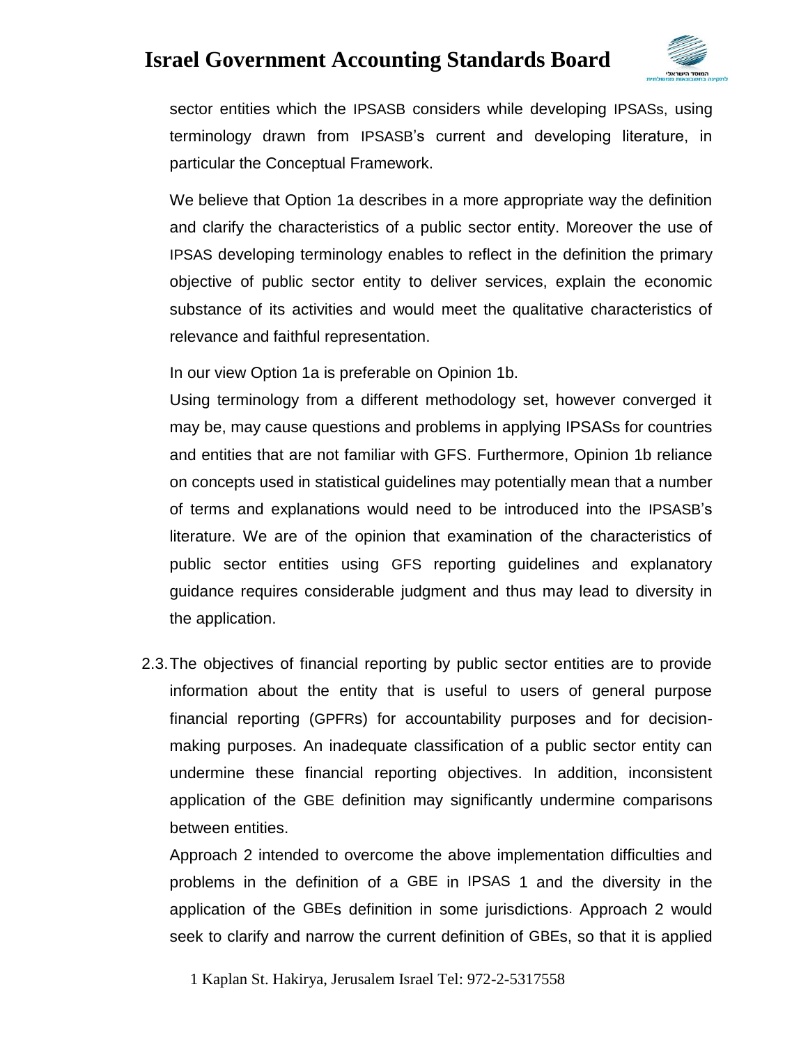sector entities which the IPSASB considers while developing IPSASs, using terminology drawn from IPSASB's current and developing literature, in particular the Conceptual Framework.

We believe that Option 1a describes in a more appropriate way the definition and clarify the characteristics of a public sector entity. Moreover the use of IPSAS developing terminology enables to reflect in the definition the primary objective of public sector entity to deliver services, explain the economic substance of its activities and would meet the qualitative characteristics of relevance and faithful representation.

In our view Option 1a is preferable on Opinion 1b.

Using terminology from a different methodology set, however converged it may be, may cause questions and problems in applying IPSASs for countries and entities that are not familiar with GFS. Furthermore, Opinion 1b reliance on concepts used in statistical guidelines may potentially mean that a number of terms and explanations would need to be introduced into the IPSASB's literature. We are of the opinion that examination of the characteristics of public sector entities using GFS reporting guidelines and explanatory guidance requires considerable judgment and thus may lead to diversity in the application.

2.3. The objectives of financial reporting by public sector entities are to provide information about the entity that is useful to users of general purpose financial reporting (GPFRs) for accountability purposes and for decision-making purposes. An inadequate classification of a public sector entity can undermine these financial reporting objectives. In addition, inconsistent application of the GBE definition may significantly undermine comparisons between entities.

Approach 2 intended to overcome the above implementation difficulties and problems in the definition of a GBE in IPSAS 1 and the diversity in the application of the GBEs definition in some jurisdictions. Approach 2 would seek to clarify and narrow the current definition of GBEs, so that it is applied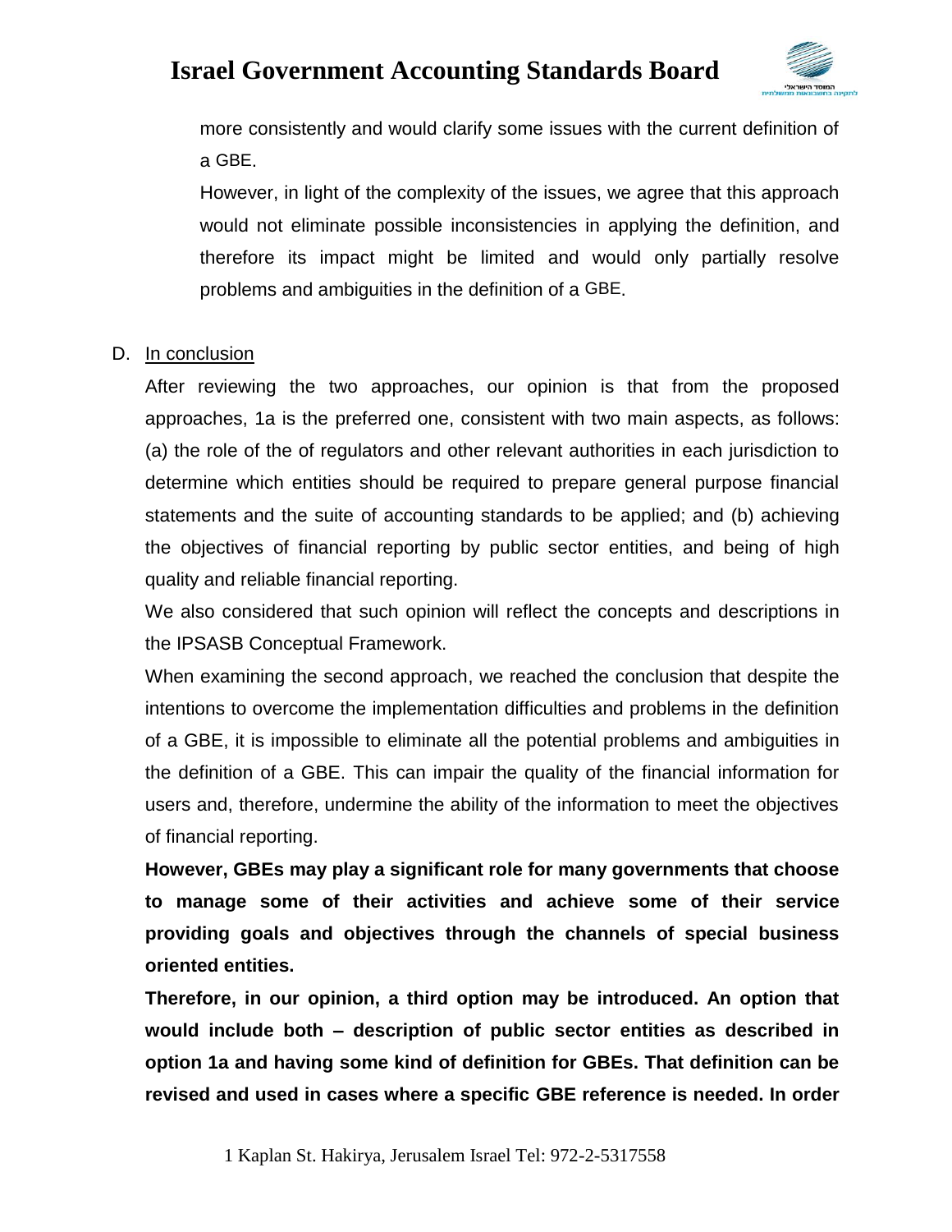more consistently and would clarify some issues with the current definition of a GBE.

However, in light of the complexity of the issues, we agree that this approach would not eliminate possible inconsistencies in applying the definition, and therefore its impact might be limited and would only partially resolve problems and ambiguities in the definition of a GBE.

D. <u>In conclusion</u>

After reviewing the two approaches, our opinion is that from the proposed approaches, 1a is the preferred one, consistent with two main aspects, as follows: (a) the role of the of regulators and other relevant authorities in each jurisdiction to determine which entities should be required to prepare general purpose financial statements and the suite of accounting standards to be applied; and (b) achieving the objectives of financial reporting by public sector entities, and being of high quality and reliable financial reporting.

We also considered that such opinion will reflect the concepts and descriptions in the IPSASB Conceptual Framework.

When examining the second approach, we reached the conclusion that despite the intentions to overcome the implementation difficulties and problems in the definition of a GBE, it is impossible to eliminate all the potential problems and ambiguities in the definition of a GBE. This can impair the quality of the financial information for users and, therefore, undermine the ability of the information to meet the objectives of financial reporting.

**However, GBEs may play a significant role for many governments that choose to manage some of their activities and achieve some of their service providing goals and objectives through the channels of special business oriented entities.**

**Therefore, in our opinion, a third option may be introduced. An option that would include both – description of public sector entities as described in option 1a and having some kind of definition for GBEs. That definition can be revised and used in cases where a specific GBE reference is needed. In order**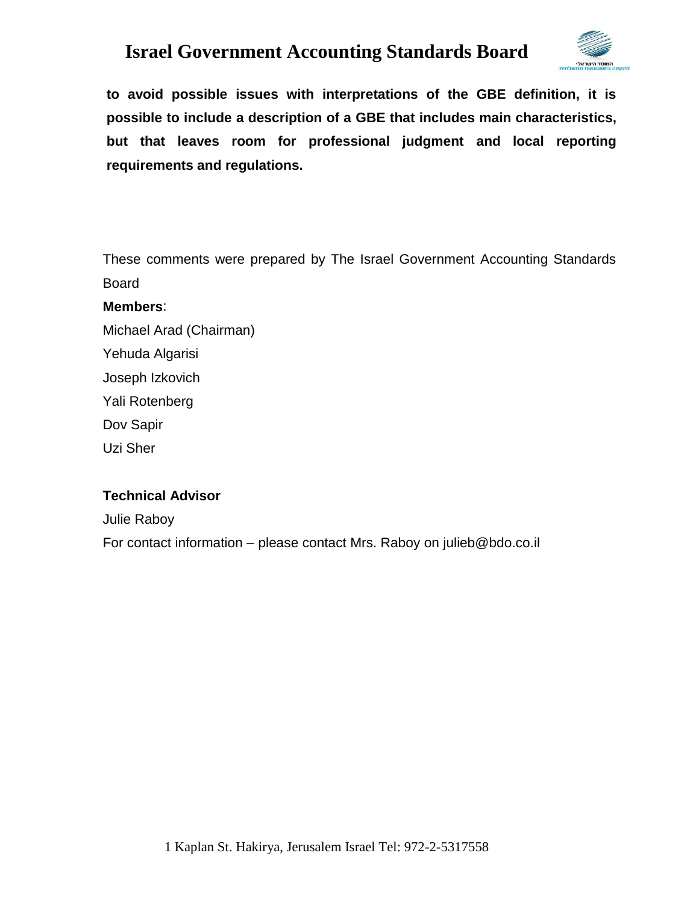**to avoid possible issues with interpretations of the GBE definition, it is possible to include a description of a GBE that includes main characteristics, but that leaves room for professional judgment and local reporting requirements and regulations.**

These comments were prepared by The Israel Government Accounting Standards Board

**Members**:

Michael Arad (Chairman)

Yehuda Algarisi

Joseph Izkovich

Yali Rotenberg

Dov Sapir

Uzi Sher

**Technical Advisor**

Julie Raboy

For contact information – please contact Mrs. Raboy on julieb@bdo.co.il